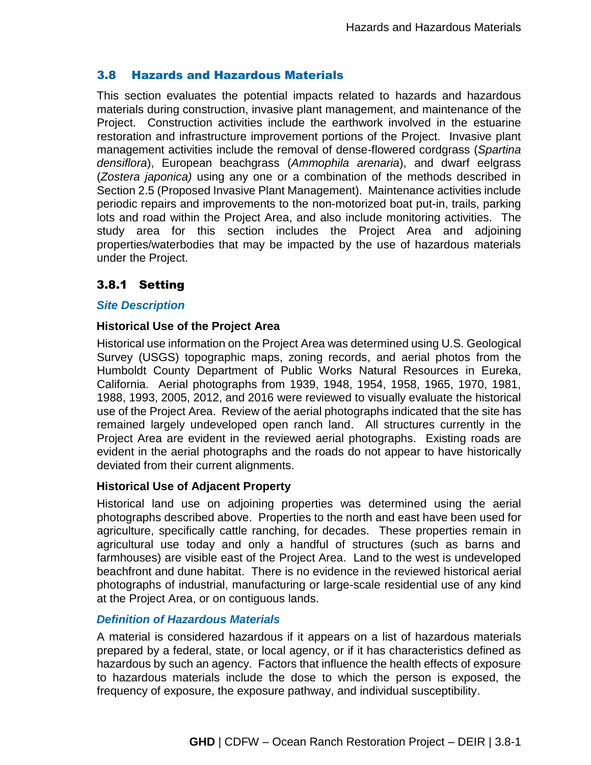## 3.8 Hazards and Hazardous Materials

This section evaluates the potential impacts related to hazards and hazardous materials during construction, invasive plant management, and maintenance of the Project. Construction activities include the earthwork involved in the estuarine restoration and infrastructure improvement portions of the Project. Invasive plant management activities include the removal of dense-flowered cordgrass (*Spartina densiflora*), European beachgrass (*Ammophila arenaria*), and dwarf eelgrass (*Zostera japonica)* using any one or a combination of the methods described in Section 2.5 (Proposed Invasive Plant Management). Maintenance activities include periodic repairs and improvements to the non-motorized boat put-in, trails, parking lots and road within the Project Area, and also include monitoring activities. The study area for this section includes the Project Area and adjoining properties/waterbodies that may be impacted by the use of hazardous materials under the Project.

### 3.8.1 Setting

#### *Site Description*

**Historical Use of the Project Area**

Historical use information on the Project Area was determined using U.S. Geological Survey (USGS) topographic maps, zoning records, and aerial photos from the Humboldt County Department of Public Works Natural Resources in Eureka, California. Aerial photographs from 1939, 1948, 1954, 1958, 1965, 1970, 1981, 1988, 1993, 2005, 2012, and 2016 were reviewed to visually evaluate the historical use of the Project Area. Review of the aerial photographs indicated that the site has remained largely undeveloped open ranch land. All structures currently in the Project Area are evident in the reviewed aerial photographs. Existing roads are evident in the aerial photographs and the roads do not appear to have historically deviated from their current alignments.

**Historical Use of Adjacent Property**

Historical land use on adjoining properties was determined using the aerial photographs described above. Properties to the north and east have been used for agriculture, specifically cattle ranching, for decades. These properties remain in agricultural use today and only a handful of structures (such as barns and farmhouses) are visible east of the Project Area. Land to the west is undeveloped beachfront and dune habitat. There is no evidence in the reviewed historical aerial photographs of industrial, manufacturing or large-scale residential use of any kind at the Project Area, or on contiguous lands.

#### *Definition of Hazardous Materials*

A material is considered hazardous if it appears on a list of hazardous materials prepared by a federal, state, or local agency, or if it has characteristics defined as hazardous by such an agency. Factors that influence the health effects of exposure to hazardous materials include the dose to which the person is exposed, the frequency of exposure, the exposure pathway, and individual susceptibility.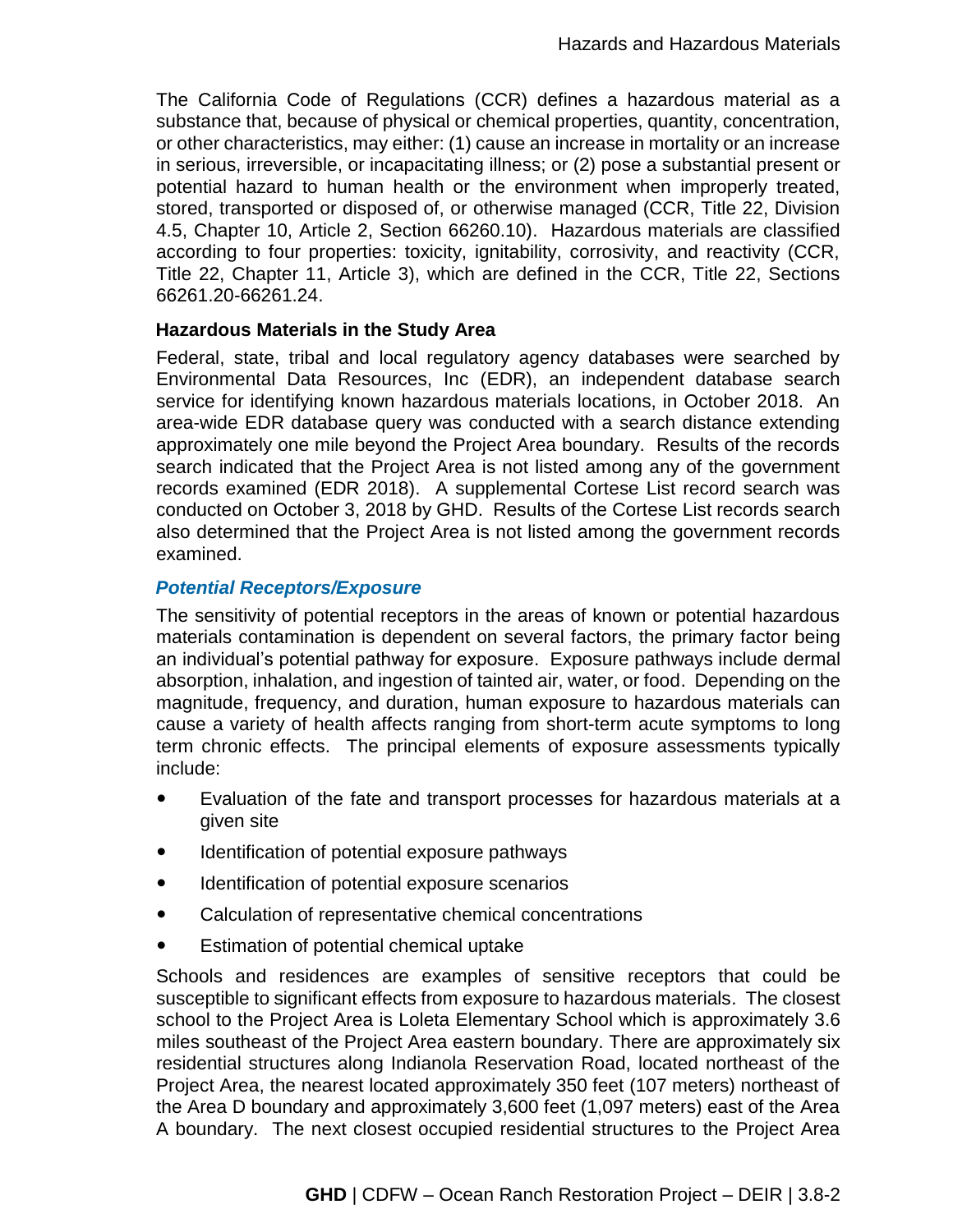The California Code of Regulations (CCR) defines a hazardous material as a substance that, because of physical or chemical properties, quantity, concentration, or other characteristics, may either: (1) cause an increase in mortality or an increase in serious, irreversible, or incapacitating illness; or (2) pose a substantial present or potential hazard to human health or the environment when improperly treated, stored, transported or disposed of, or otherwise managed (CCR, Title 22, Division 4.5, Chapter 10, Article 2, Section 66260.10). Hazardous materials are classified according to four properties: toxicity, ignitability, corrosivity, and reactivity (CCR, Title 22, Chapter 11, Article 3), which are defined in the CCR, Title 22, Sections 66261.20-66261.24.

**Hazardous Materials in the Study Area**

Federal, state, tribal and local regulatory agency databases were searched by Environmental Data Resources, Inc (EDR), an independent database search service for identifying known hazardous materials locations, in October 2018. An area-wide EDR database query was conducted with a search distance extending approximately one mile beyond the Project Area boundary. Results of the records search indicated that the Project Area is not listed among any of the government records examined (EDR 2018). A supplemental Cortese List record search was conducted on October 3, 2018 by GHD. Results of the Cortese List records search also determined that the Project Area is not listed among the government records examined.

### *Potential Receptors/Exposure*

The sensitivity of potential receptors in the areas of known or potential hazardous materials contamination is dependent on several factors, the primary factor being an individual's potential pathway for exposure. Exposure pathways include dermal absorption, inhalation, and ingestion of tainted air, water, or food. Depending on the magnitude, frequency, and duration, human exposure to hazardous materials can cause a variety of health affects ranging from short-term acute symptoms to long term chronic effects. The principal elements of exposure assessments typically include:

- Evaluation of the fate and transport processes for hazardous materials at a given site
- Identification of potential exposure pathways
- Identification of potential exposure scenarios
- Calculation of representative chemical concentrations
- Estimation of potential chemical uptake

Schools and residences are examples of sensitive receptors that could be susceptible to significant effects from exposure to hazardous materials. The closest school to the Project Area is Loleta Elementary School which is approximately 3.6 miles southeast of the Project Area eastern boundary. There are approximately six residential structures along Indianola Reservation Road, located northeast of the Project Area, the nearest located approximately 350 feet (107 meters) northeast of the Area D boundary and approximately 3,600 feet (1,097 meters) east of the Area A boundary. The next closest occupied residential structures to the Project Area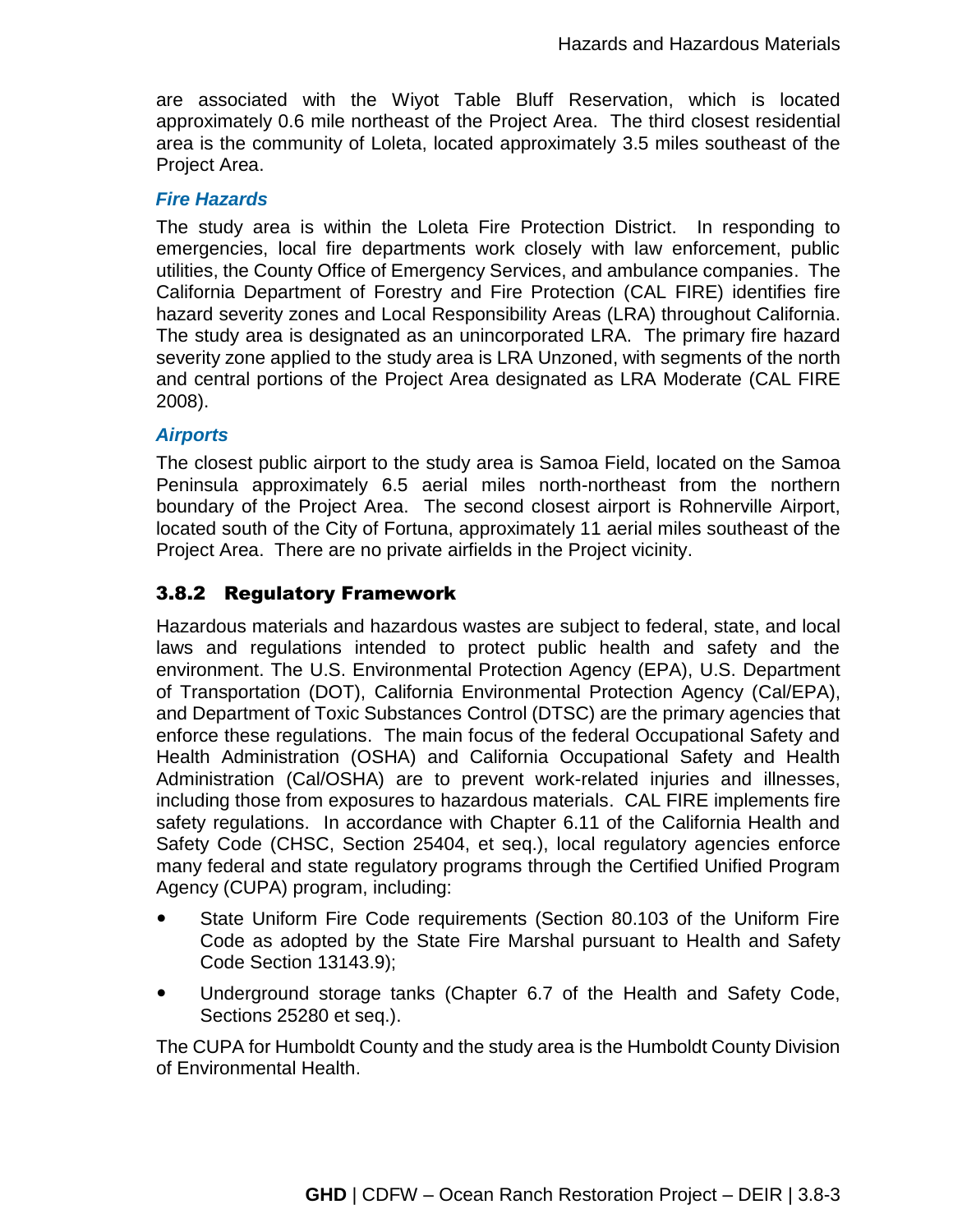are associated with the Wiyot Table Bluff Reservation, which is located approximately 0.6 mile northeast of the Project Area. The third closest residential area is the community of Loleta, located approximately 3.5 miles southeast of the Project Area.

#### *Fire Hazards*

The study area is within the Loleta Fire Protection District. In responding to emergencies, local fire departments work closely with law enforcement, public utilities, the County Office of Emergency Services, and ambulance companies. The California Department of Forestry and Fire Protection (CAL FIRE) identifies fire hazard severity zones and Local Responsibility Areas (LRA) throughout California. The study area is designated as an unincorporated LRA. The primary fire hazard severity zone applied to the study area is LRA Unzoned, with segments of the north and central portions of the Project Area designated as LRA Moderate (CAL FIRE 2008).

#### *Airports*

The closest public airport to the study area is Samoa Field, located on the Samoa Peninsula approximately 6.5 aerial miles north-northeast from the northern boundary of the Project Area. The second closest airport is Rohnerville Airport, located south of the City of Fortuna, approximately 11 aerial miles southeast of the Project Area. There are no private airfields in the Project vicinity.

### 3.8.2 Regulatory Framework

Hazardous materials and hazardous wastes are subject to federal, state, and local laws and regulations intended to protect public health and safety and the environment. The U.S. Environmental Protection Agency (EPA), U.S. Department of Transportation (DOT), California Environmental Protection Agency (Cal/EPA), and Department of Toxic Substances Control (DTSC) are the primary agencies that enforce these regulations. The main focus of the federal Occupational Safety and Health Administration (OSHA) and California Occupational Safety and Health Administration (Cal/OSHA) are to prevent work-related injuries and illnesses, including those from exposures to hazardous materials. CAL FIRE implements fire safety regulations. In accordance with Chapter 6.11 of the California Health and Safety Code (CHSC, Section 25404, et seq.), local regulatory agencies enforce many federal and state regulatory programs through the Certified Unified Program Agency (CUPA) program, including:

- State Uniform Fire Code requirements (Section 80.103 of the Uniform Fire Code as adopted by the State Fire Marshal pursuant to Health and Safety Code Section 13143.9);
- Underground storage tanks (Chapter 6.7 of the Health and Safety Code, Sections 25280 et seq.).

The CUPA for Humboldt County and the study area is the Humboldt County Division of Environmental Health.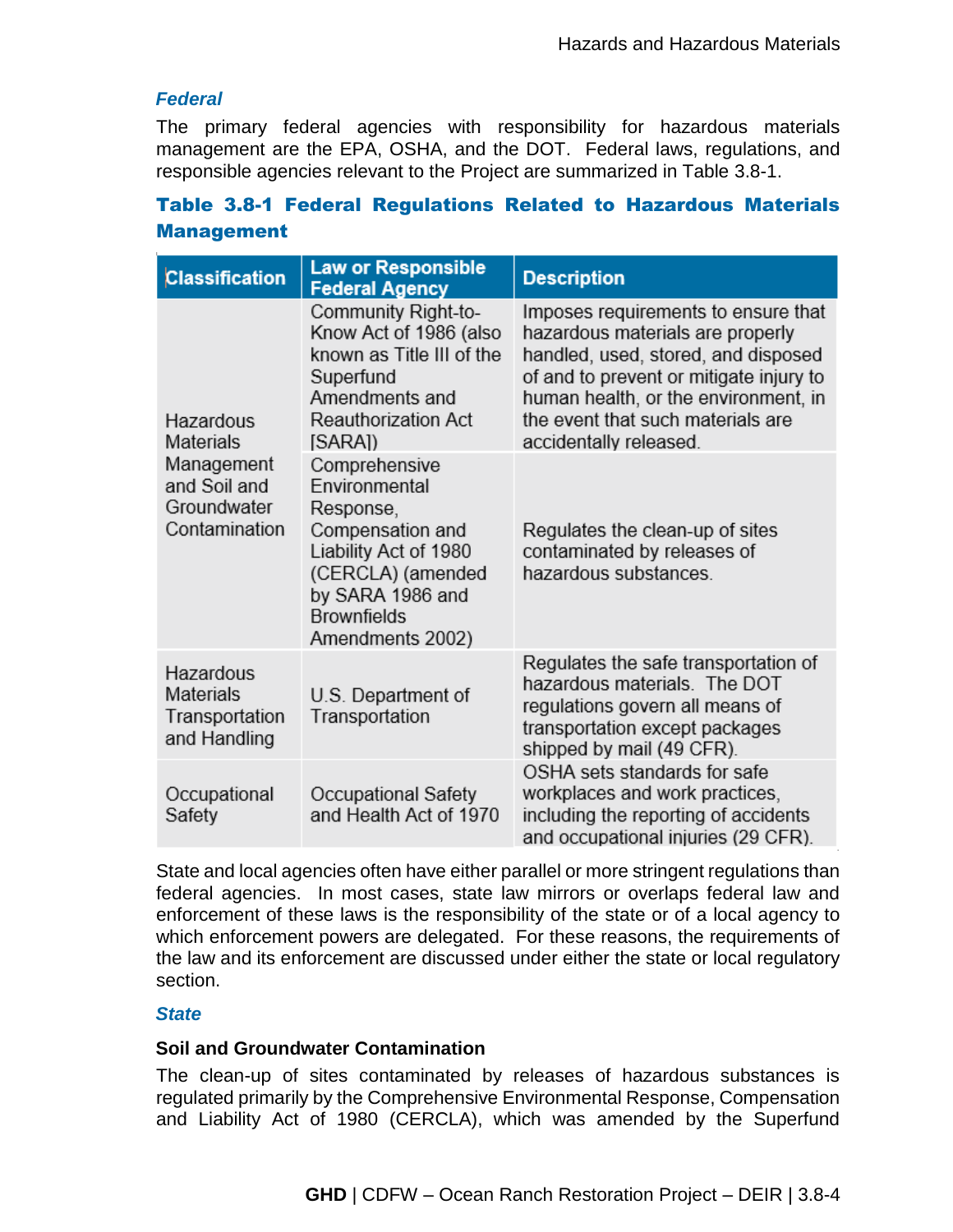### Federal

The primary federal agencies with responsibility for hazardous materials management are the EPA, OSHA, and the DOT. Federal laws, regulations, and responsible agencies relevant to the Project are summarized in Table 3.8-1.

**Table 3.8-1 Federal Regulations Related to Hazardous Materials Management**

| Classification | Law or Responsible Federal Agency | Description |
|---|---|---|
| Hazardous Materials Management and Soil and Groundwater Contamination | Community Right-to-Know Act of 1986 (also known as Title III of the Superfund Amendments and Reauthorization Act [SARA]) | Imposes requirements to ensure that hazardous materials are properly handled, used, stored, and disposed of and to prevent or mitigate injury to human health, or the environment, in the event that such materials are accidentally released. |
| | Comprehensive Environmental Response, Compensation and Liability Act of 1980 (CERCLA) (amended by SARA 1986 and Brownfields Amendments 2002) | Regulates the clean-up of sites contaminated by releases of hazardous substances. |
| Hazardous Materials Transportation and Handling | U.S. Department of Transportation | Regulates the safe transportation of hazardous materials. The DOT regulations govern all means of transportation except packages shipped by mail (49 CFR). |
| Occupational Safety | Occupational Safety and Health Act of 1970 | OSHA sets standards for safe workplaces and work practices, including the reporting of accidents and occupational injuries (29 CFR). |

State and local agencies often have either parallel or more stringent regulations than federal agencies. In most cases, state law mirrors or overlaps federal law and enforcement of these laws is the responsibility of the state or of a local agency to which enforcement powers are delegated. For these reasons, the requirements of the law and its enforcement are discussed under either the state or local regulatory section.

### State

#### Soil and Groundwater Contamination

The clean-up of sites contaminated by releases of hazardous substances is regulated primarily by the Comprehensive Environmental Response, Compensation and Liability Act of 1980 (CERCLA), which was amended by the Superfund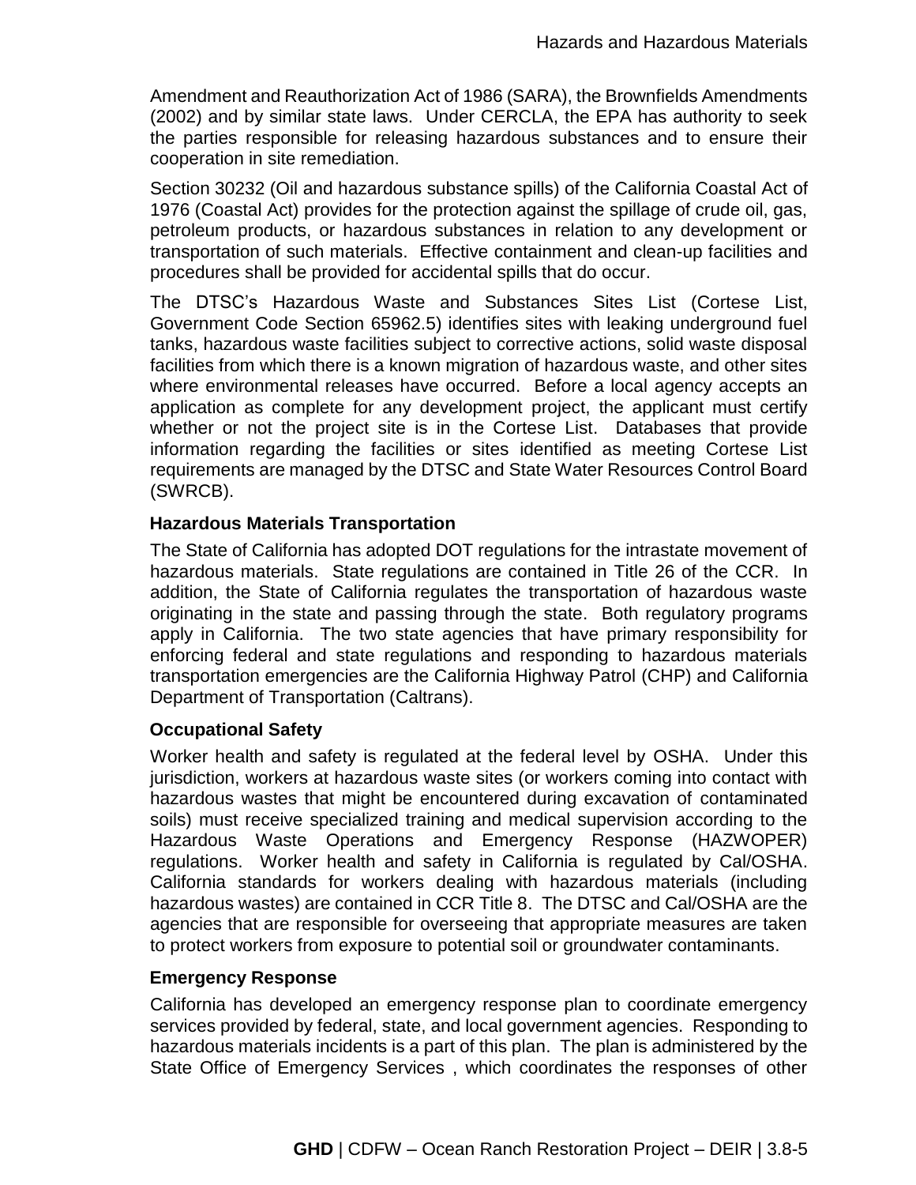Amendment and Reauthorization Act of 1986 (SARA), the Brownfields Amendments (2002) and by similar state laws. Under CERCLA, the EPA has authority to seek the parties responsible for releasing hazardous substances and to ensure their cooperation in site remediation.

Section 30232 (Oil and hazardous substance spills) of the California Coastal Act of 1976 (Coastal Act) provides for the protection against the spillage of crude oil, gas, petroleum products, or hazardous substances in relation to any development or transportation of such materials. Effective containment and clean-up facilities and procedures shall be provided for accidental spills that do occur.

The DTSC's Hazardous Waste and Substances Sites List (Cortese List, Government Code Section 65962.5) identifies sites with leaking underground fuel tanks, hazardous waste facilities subject to corrective actions, solid waste disposal facilities from which there is a known migration of hazardous waste, and other sites where environmental releases have occurred. Before a local agency accepts an application as complete for any development project, the applicant must certify whether or not the project site is in the Cortese List. Databases that provide information regarding the facilities or sites identified as meeting Cortese List requirements are managed by the DTSC and State Water Resources Control Board (SWRCB).

**Hazardous Materials Transportation**

The State of California has adopted DOT regulations for the intrastate movement of hazardous materials. State regulations are contained in Title 26 of the CCR. In addition, the State of California regulates the transportation of hazardous waste originating in the state and passing through the state. Both regulatory programs apply in California. The two state agencies that have primary responsibility for enforcing federal and state regulations and responding to hazardous materials transportation emergencies are the California Highway Patrol (CHP) and California Department of Transportation (Caltrans).

**Occupational Safety**

Worker health and safety is regulated at the federal level by OSHA. Under this jurisdiction, workers at hazardous waste sites (or workers coming into contact with hazardous wastes that might be encountered during excavation of contaminated soils) must receive specialized training and medical supervision according to the Hazardous Waste Operations and Emergency Response (HAZWOPER) regulations. Worker health and safety in California is regulated by Cal/OSHA. California standards for workers dealing with hazardous materials (including hazardous wastes) are contained in CCR Title 8. The DTSC and Cal/OSHA are the agencies that are responsible for overseeing that appropriate measures are taken to protect workers from exposure to potential soil or groundwater contaminants.

**Emergency Response**

California has developed an emergency response plan to coordinate emergency services provided by federal, state, and local government agencies. Responding to hazardous materials incidents is a part of this plan. The plan is administered by the State Office of Emergency Services , which coordinates the responses of other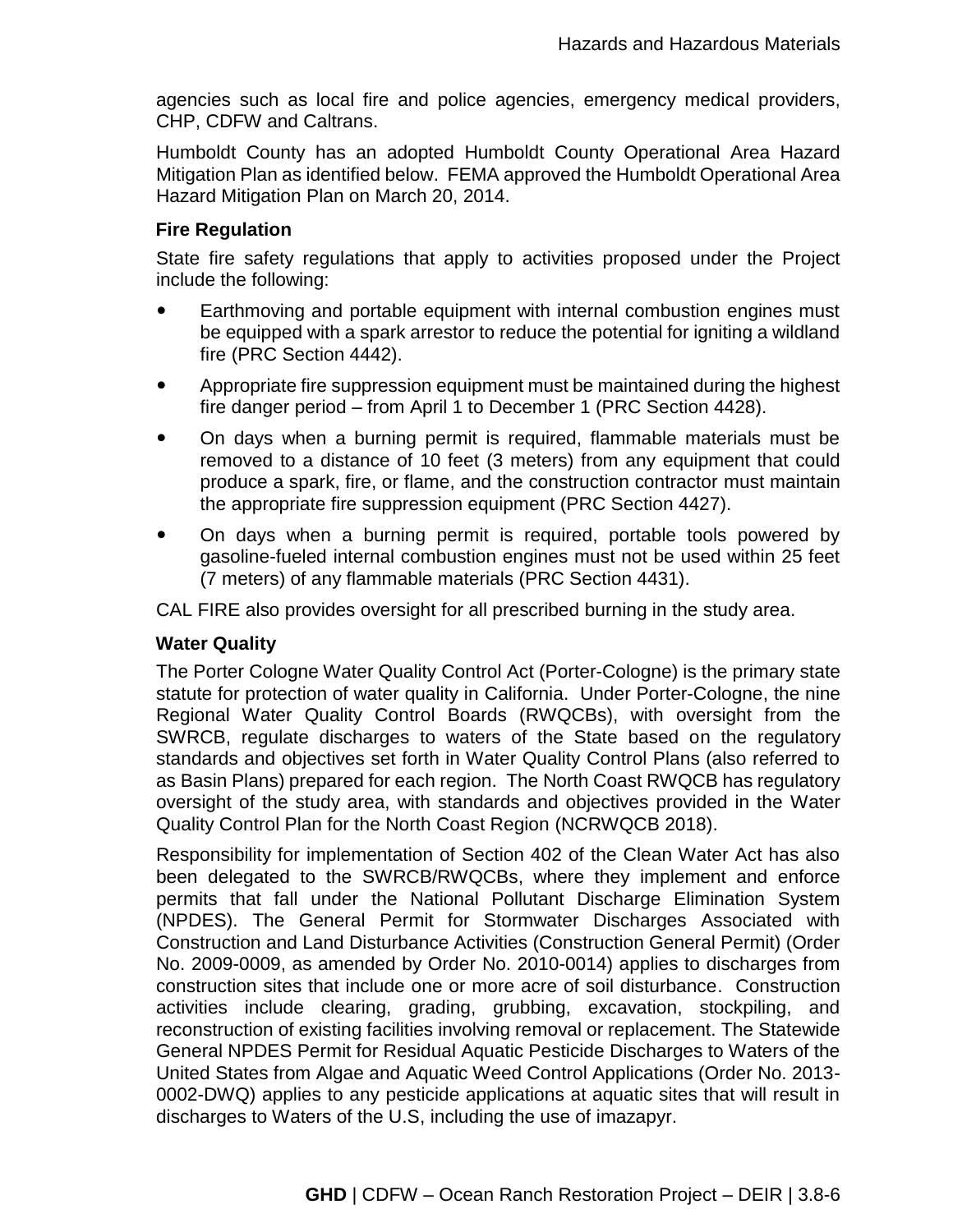agencies such as local fire and police agencies, emergency medical providers, CHP, CDFW and Caltrans.

Humboldt County has an adopted Humboldt County Operational Area Hazard Mitigation Plan as identified below. FEMA approved the Humboldt Operational Area Hazard Mitigation Plan on March 20, 2014.

### Fire Regulation

State fire safety regulations that apply to activities proposed under the Project include the following:

- Earthmoving and portable equipment with internal combustion engines must be equipped with a spark arrestor to reduce the potential for igniting a wildland fire (PRC Section 4442).
- Appropriate fire suppression equipment must be maintained during the highest fire danger period – from April 1 to December 1 (PRC Section 4428).
- On days when a burning permit is required, flammable materials must be removed to a distance of 10 feet (3 meters) from any equipment that could produce a spark, fire, or flame, and the construction contractor must maintain the appropriate fire suppression equipment (PRC Section 4427).
- On days when a burning permit is required, portable tools powered by gasoline-fueled internal combustion engines must not be used within 25 feet (7 meters) of any flammable materials (PRC Section 4431).

CAL FIRE also provides oversight for all prescribed burning in the study area.

### Water Quality

The Porter Cologne Water Quality Control Act (Porter-Cologne) is the primary state statute for protection of water quality in California. Under Porter-Cologne, the nine Regional Water Quality Control Boards (RWQCBs), with oversight from the SWRCB, regulate discharges to waters of the State based on the regulatory standards and objectives set forth in Water Quality Control Plans (also referred to as Basin Plans) prepared for each region. The North Coast RWQCB has regulatory oversight of the study area, with standards and objectives provided in the Water Quality Control Plan for the North Coast Region (NCRWQCB 2018).

Responsibility for implementation of Section 402 of the Clean Water Act has also been delegated to the SWRCB/RWQCBs, where they implement and enforce permits that fall under the National Pollutant Discharge Elimination System (NPDES). The General Permit for Stormwater Discharges Associated with Construction and Land Disturbance Activities (Construction General Permit) (Order No. 2009-0009, as amended by Order No. 2010-0014) applies to discharges from construction sites that include one or more acre of soil disturbance. Construction activities include clearing, grading, grubbing, excavation, stockpiling, and reconstruction of existing facilities involving removal or replacement. The Statewide General NPDES Permit for Residual Aquatic Pesticide Discharges to Waters of the United States from Algae and Aquatic Weed Control Applications (Order No. 2013-0002-DWQ) applies to any pesticide applications at aquatic sites that will result in discharges to Waters of the U.S, including the use of imazapyr.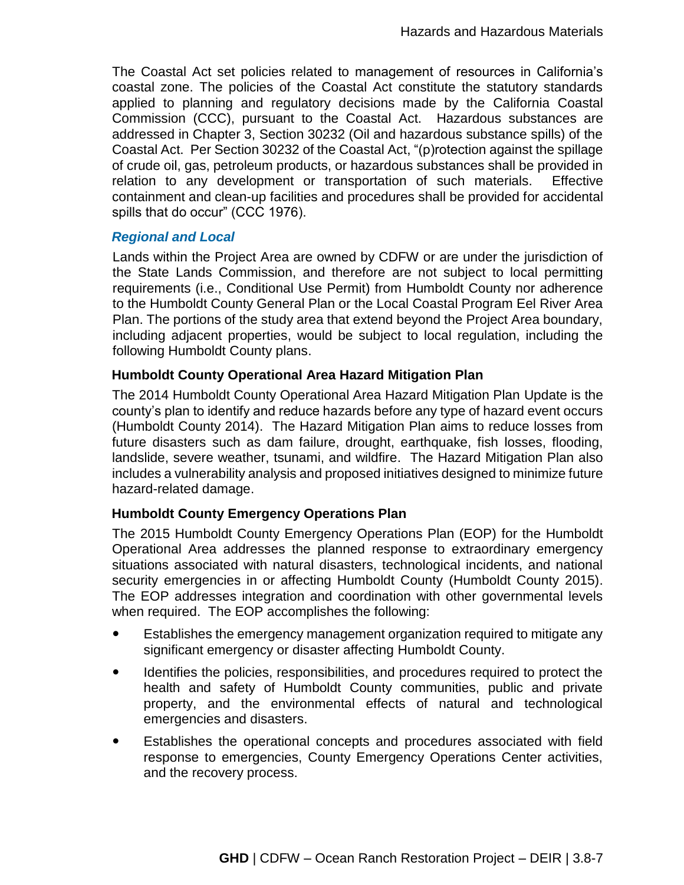The Coastal Act set policies related to management of resources in California's coastal zone. The policies of the Coastal Act constitute the statutory standards applied to planning and regulatory decisions made by the California Coastal Commission (CCC), pursuant to the Coastal Act. Hazardous substances are addressed in Chapter 3, Section 30232 (Oil and hazardous substance spills) of the Coastal Act. Per Section 30232 of the Coastal Act, "(p)rotection against the spillage of crude oil, gas, petroleum products, or hazardous substances shall be provided in relation to any development or transportation of such materials. Effective containment and clean-up facilities and procedures shall be provided for accidental spills that do occur" (CCC 1976).

### *Regional and Local*

Lands within the Project Area are owned by CDFW or are under the jurisdiction of the State Lands Commission, and therefore are not subject to local permitting requirements (i.e., Conditional Use Permit) from Humboldt County nor adherence to the Humboldt County General Plan or the Local Coastal Program Eel River Area Plan. The portions of the study area that extend beyond the Project Area boundary, including adjacent properties, would be subject to local regulation, including the following Humboldt County plans.

#### Humboldt County Operational Area Hazard Mitigation Plan

The 2014 Humboldt County Operational Area Hazard Mitigation Plan Update is the county's plan to identify and reduce hazards before any type of hazard event occurs (Humboldt County 2014). The Hazard Mitigation Plan aims to reduce losses from future disasters such as dam failure, drought, earthquake, fish losses, flooding, landslide, severe weather, tsunami, and wildfire. The Hazard Mitigation Plan also includes a vulnerability analysis and proposed initiatives designed to minimize future hazard-related damage.

#### Humboldt County Emergency Operations Plan

The 2015 Humboldt County Emergency Operations Plan (EOP) for the Humboldt Operational Area addresses the planned response to extraordinary emergency situations associated with natural disasters, technological incidents, and national security emergencies in or affecting Humboldt County (Humboldt County 2015). The EOP addresses integration and coordination with other governmental levels when required. The EOP accomplishes the following:

- Establishes the emergency management organization required to mitigate any significant emergency or disaster affecting Humboldt County.
- Identifies the policies, responsibilities, and procedures required to protect the health and safety of Humboldt County communities, public and private property, and the environmental effects of natural and technological emergencies and disasters.
- Establishes the operational concepts and procedures associated with field response to emergencies, County Emergency Operations Center activities, and the recovery process.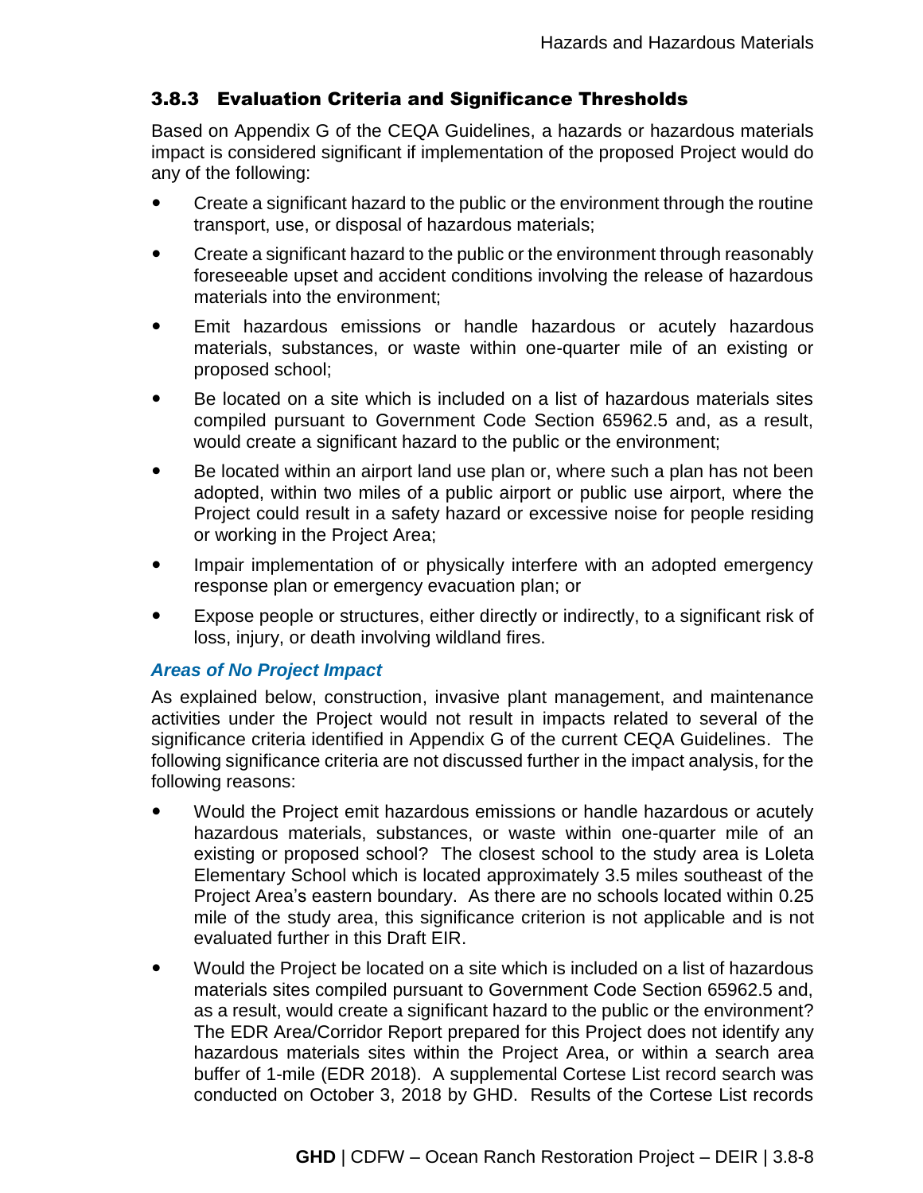### 3.8.3 Evaluation Criteria and Significance Thresholds

Based on Appendix G of the CEQA Guidelines, a hazards or hazardous materials impact is considered significant if implementation of the proposed Project would do any of the following:

- Create a significant hazard to the public or the environment through the routine transport, use, or disposal of hazardous materials;
- Create a significant hazard to the public or the environment through reasonably foreseeable upset and accident conditions involving the release of hazardous materials into the environment;
- Emit hazardous emissions or handle hazardous or acutely hazardous materials, substances, or waste within one-quarter mile of an existing or proposed school;
- Be located on a site which is included on a list of hazardous materials sites compiled pursuant to Government Code Section 65962.5 and, as a result, would create a significant hazard to the public or the environment;
- Be located within an airport land use plan or, where such a plan has not been adopted, within two miles of a public airport or public use airport, where the Project could result in a safety hazard or excessive noise for people residing or working in the Project Area;
- Impair implementation of or physically interfere with an adopted emergency response plan or emergency evacuation plan; or
- Expose people or structures, either directly or indirectly, to a significant risk of loss, injury, or death involving wildland fires.

#### *Areas of No Project Impact*

As explained below, construction, invasive plant management, and maintenance activities under the Project would not result in impacts related to several of the significance criteria identified in Appendix G of the current CEQA Guidelines. The following significance criteria are not discussed further in the impact analysis, for the following reasons:

- Would the Project emit hazardous emissions or handle hazardous or acutely hazardous materials, substances, or waste within one-quarter mile of an existing or proposed school? The closest school to the study area is Loleta Elementary School which is located approximately 3.5 miles southeast of the Project Area's eastern boundary. As there are no schools located within 0.25 mile of the study area, this significance criterion is not applicable and is not evaluated further in this Draft EIR.
- Would the Project be located on a site which is included on a list of hazardous materials sites compiled pursuant to Government Code Section 65962.5 and, as a result, would create a significant hazard to the public or the environment? The EDR Area/Corridor Report prepared for this Project does not identify any hazardous materials sites within the Project Area, or within a search area buffer of 1-mile (EDR 2018). A supplemental Cortese List record search was conducted on October 3, 2018 by GHD. Results of the Cortese List records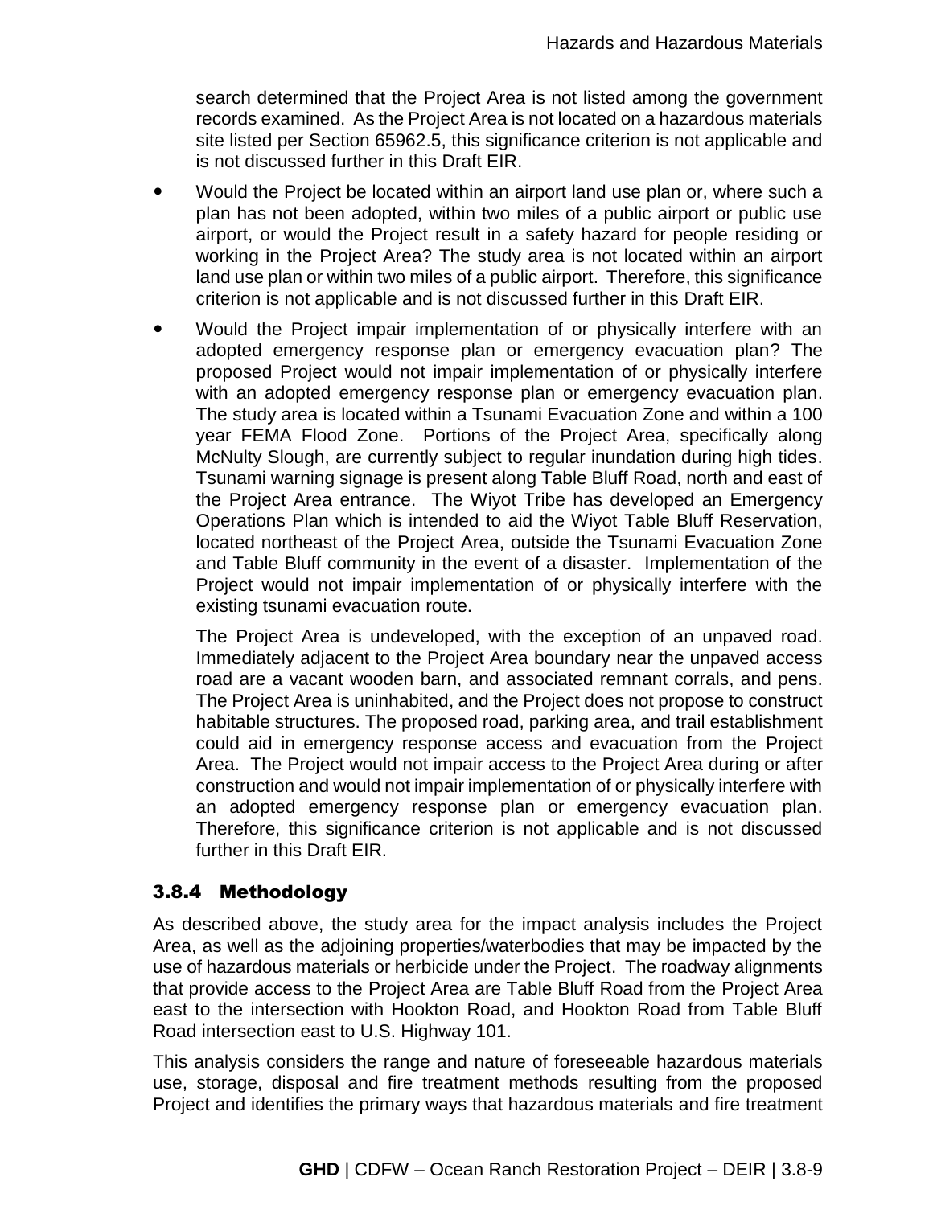search determined that the Project Area is not listed among the government records examined. As the Project Area is not located on a hazardous materials site listed per Section 65962.5, this significance criterion is not applicable and is not discussed further in this Draft EIR.

- Would the Project be located within an airport land use plan or, where such a plan has not been adopted, within two miles of a public airport or public use airport, or would the Project result in a safety hazard for people residing or working in the Project Area? The study area is not located within an airport land use plan or within two miles of a public airport. Therefore, this significance criterion is not applicable and is not discussed further in this Draft EIR.
- Would the Project impair implementation of or physically interfere with an adopted emergency response plan or emergency evacuation plan? The proposed Project would not impair implementation of or physically interfere with an adopted emergency response plan or emergency evacuation plan. The study area is located within a Tsunami Evacuation Zone and within a 100 year FEMA Flood Zone. Portions of the Project Area, specifically along McNulty Slough, are currently subject to regular inundation during high tides. Tsunami warning signage is present along Table Bluff Road, north and east of the Project Area entrance. The Wiyot Tribe has developed an Emergency Operations Plan which is intended to aid the Wiyot Table Bluff Reservation, located northeast of the Project Area, outside the Tsunami Evacuation Zone and Table Bluff community in the event of a disaster. Implementation of the Project would not impair implementation of or physically interfere with the existing tsunami evacuation route.

  The Project Area is undeveloped, with the exception of an unpaved road. Immediately adjacent to the Project Area boundary near the unpaved access road are a vacant wooden barn, and associated remnant corrals, and pens. The Project Area is uninhabited, and the Project does not propose to construct habitable structures. The proposed road, parking area, and trail establishment could aid in emergency response access and evacuation from the Project Area. The Project would not impair access to the Project Area during or after construction and would not impair implementation of or physically interfere with an adopted emergency response plan or emergency evacuation plan. Therefore, this significance criterion is not applicable and is not discussed further in this Draft EIR.

### 3.8.4 Methodology

As described above, the study area for the impact analysis includes the Project Area, as well as the adjoining properties/waterbodies that may be impacted by the use of hazardous materials or herbicide under the Project. The roadway alignments that provide access to the Project Area are Table Bluff Road from the Project Area east to the intersection with Hookton Road, and Hookton Road from Table Bluff Road intersection east to U.S. Highway 101.

This analysis considers the range and nature of foreseeable hazardous materials use, storage, disposal and fire treatment methods resulting from the proposed Project and identifies the primary ways that hazardous materials and fire treatment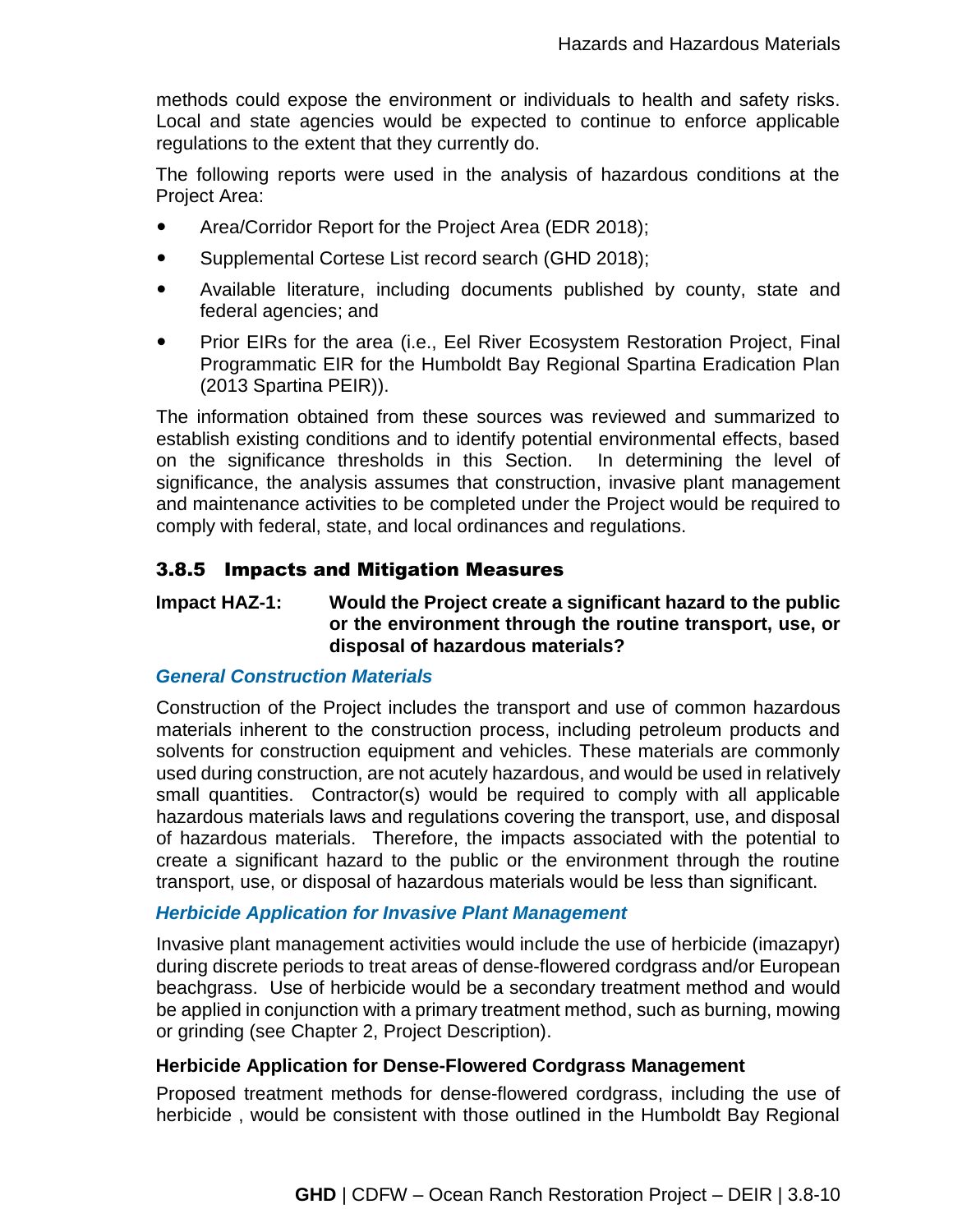methods could expose the environment or individuals to health and safety risks. Local and state agencies would be expected to continue to enforce applicable regulations to the extent that they currently do.

The following reports were used in the analysis of hazardous conditions at the Project Area:

- Area/Corridor Report for the Project Area (EDR 2018);
- Supplemental Cortese List record search (GHD 2018);
- Available literature, including documents published by county, state and federal agencies; and
- Prior EIRs for the area (i.e., Eel River Ecosystem Restoration Project, Final Programmatic EIR for the Humboldt Bay Regional Spartina Eradication Plan (2013 Spartina PEIR)).

The information obtained from these sources was reviewed and summarized to establish existing conditions and to identify potential environmental effects, based on the significance thresholds in this Section. In determining the level of significance, the analysis assumes that construction, invasive plant management and maintenance activities to be completed under the Project would be required to comply with federal, state, and local ordinances and regulations.

## 3.8.5 Impacts and Mitigation Measures

**Impact HAZ-1: Would the Project create a significant hazard to the public or the environment through the routine transport, use, or disposal of hazardous materials?**

***General Construction Materials***

Construction of the Project includes the transport and use of common hazardous materials inherent to the construction process, including petroleum products and solvents for construction equipment and vehicles. These materials are commonly used during construction, are not acutely hazardous, and would be used in relatively small quantities. Contractor(s) would be required to comply with all applicable hazardous materials laws and regulations covering the transport, use, and disposal of hazardous materials. Therefore, the impacts associated with the potential to create a significant hazard to the public or the environment through the routine transport, use, or disposal of hazardous materials would be less than significant.

***Herbicide Application for Invasive Plant Management***

Invasive plant management activities would include the use of herbicide (imazapyr) during discrete periods to treat areas of dense-flowered cordgrass and/or European beachgrass. Use of herbicide would be a secondary treatment method and would be applied in conjunction with a primary treatment method, such as burning, mowing or grinding (see Chapter 2, Project Description).

**Herbicide Application for Dense-Flowered Cordgrass Management**

Proposed treatment methods for dense-flowered cordgrass, including the use of herbicide , would be consistent with those outlined in the Humboldt Bay Regional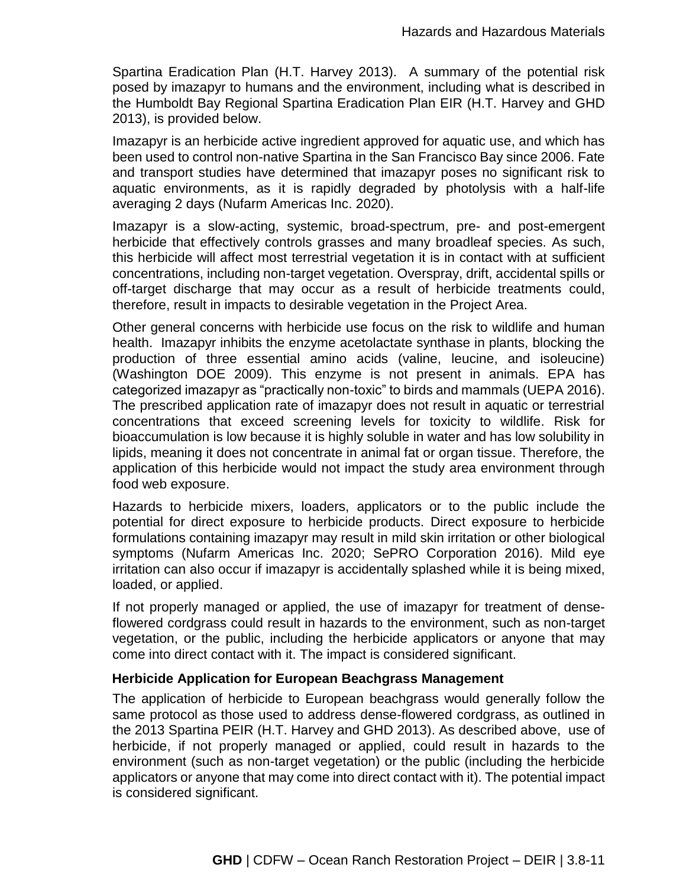Spartina Eradication Plan (H.T. Harvey 2013). A summary of the potential risk posed by imazapyr to humans and the environment, including what is described in the Humboldt Bay Regional Spartina Eradication Plan EIR (H.T. Harvey and GHD 2013), is provided below.

Imazapyr is an herbicide active ingredient approved for aquatic use, and which has been used to control non-native Spartina in the San Francisco Bay since 2006. Fate and transport studies have determined that imazapyr poses no significant risk to aquatic environments, as it is rapidly degraded by photolysis with a half-life averaging 2 days (Nufarm Americas Inc. 2020).

Imazapyr is a slow-acting, systemic, broad-spectrum, pre- and post-emergent herbicide that effectively controls grasses and many broadleaf species. As such, this herbicide will affect most terrestrial vegetation it is in contact with at sufficient concentrations, including non-target vegetation. Overspray, drift, accidental spills or off-target discharge that may occur as a result of herbicide treatments could, therefore, result in impacts to desirable vegetation in the Project Area.

Other general concerns with herbicide use focus on the risk to wildlife and human health. Imazapyr inhibits the enzyme acetolactate synthase in plants, blocking the production of three essential amino acids (valine, leucine, and isoleucine) (Washington DOE 2009). This enzyme is not present in animals. EPA has categorized imazapyr as "practically non-toxic" to birds and mammals (UEPA 2016). The prescribed application rate of imazapyr does not result in aquatic or terrestrial concentrations that exceed screening levels for toxicity to wildlife. Risk for bioaccumulation is low because it is highly soluble in water and has low solubility in lipids, meaning it does not concentrate in animal fat or organ tissue. Therefore, the application of this herbicide would not impact the study area environment through food web exposure.

Hazards to herbicide mixers, loaders, applicators or to the public include the potential for direct exposure to herbicide products. Direct exposure to herbicide formulations containing imazapyr may result in mild skin irritation or other biological symptoms (Nufarm Americas Inc. 2020; SePRO Corporation 2016). Mild eye irritation can also occur if imazapyr is accidentally splashed while it is being mixed, loaded, or applied.

If not properly managed or applied, the use of imazapyr for treatment of dense-flowered cordgrass could result in hazards to the environment, such as non-target vegetation, or the public, including the herbicide applicators or anyone that may come into direct contact with it. The impact is considered significant.

**Herbicide Application for European Beachgrass Management**

The application of herbicide to European beachgrass would generally follow the same protocol as those used to address dense-flowered cordgrass, as outlined in the 2013 Spartina PEIR (H.T. Harvey and GHD 2013). As described above, use of herbicide, if not properly managed or applied, could result in hazards to the environment (such as non-target vegetation) or the public (including the herbicide applicators or anyone that may come into direct contact with it). The potential impact is considered significant.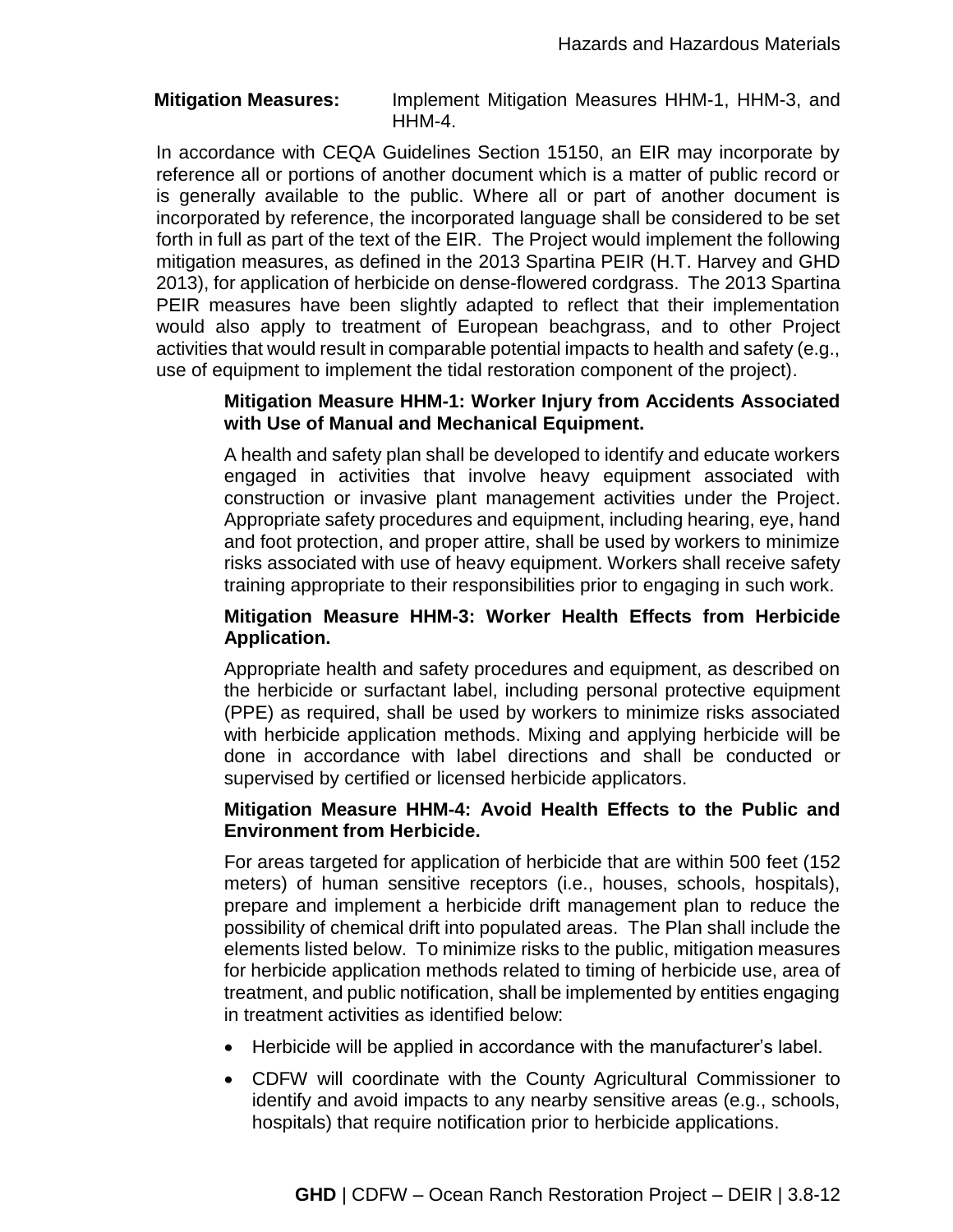**Mitigation Measures:** Implement Mitigation Measures HHM-1, HHM-3, and HHM-4.

In accordance with CEQA Guidelines Section 15150, an EIR may incorporate by reference all or portions of another document which is a matter of public record or is generally available to the public. Where all or part of another document is incorporated by reference, the incorporated language shall be considered to be set forth in full as part of the text of the EIR. The Project would implement the following mitigation measures, as defined in the 2013 Spartina PEIR (H.T. Harvey and GHD 2013), for application of herbicide on dense-flowered cordgrass. The 2013 Spartina PEIR measures have been slightly adapted to reflect that their implementation would also apply to treatment of European beachgrass, and to other Project activities that would result in comparable potential impacts to health and safety (e.g., use of equipment to implement the tidal restoration component of the project).

**Mitigation Measure HHM-1: Worker Injury from Accidents Associated with Use of Manual and Mechanical Equipment.**

A health and safety plan shall be developed to identify and educate workers engaged in activities that involve heavy equipment associated with construction or invasive plant management activities under the Project. Appropriate safety procedures and equipment, including hearing, eye, hand and foot protection, and proper attire, shall be used by workers to minimize risks associated with use of heavy equipment. Workers shall receive safety training appropriate to their responsibilities prior to engaging in such work.

**Mitigation Measure HHM-3: Worker Health Effects from Herbicide Application.**

Appropriate health and safety procedures and equipment, as described on the herbicide or surfactant label, including personal protective equipment (PPE) as required, shall be used by workers to minimize risks associated with herbicide application methods. Mixing and applying herbicide will be done in accordance with label directions and shall be conducted or supervised by certified or licensed herbicide applicators.

**Mitigation Measure HHM-4: Avoid Health Effects to the Public and Environment from Herbicide.**

For areas targeted for application of herbicide that are within 500 feet (152 meters) of human sensitive receptors (i.e., houses, schools, hospitals), prepare and implement a herbicide drift management plan to reduce the possibility of chemical drift into populated areas. The Plan shall include the elements listed below. To minimize risks to the public, mitigation measures for herbicide application methods related to timing of herbicide use, area of treatment, and public notification, shall be implemented by entities engaging in treatment activities as identified below:

- Herbicide will be applied in accordance with the manufacturer's label.
- CDFW will coordinate with the County Agricultural Commissioner to identify and avoid impacts to any nearby sensitive areas (e.g., schools, hospitals) that require notification prior to herbicide applications.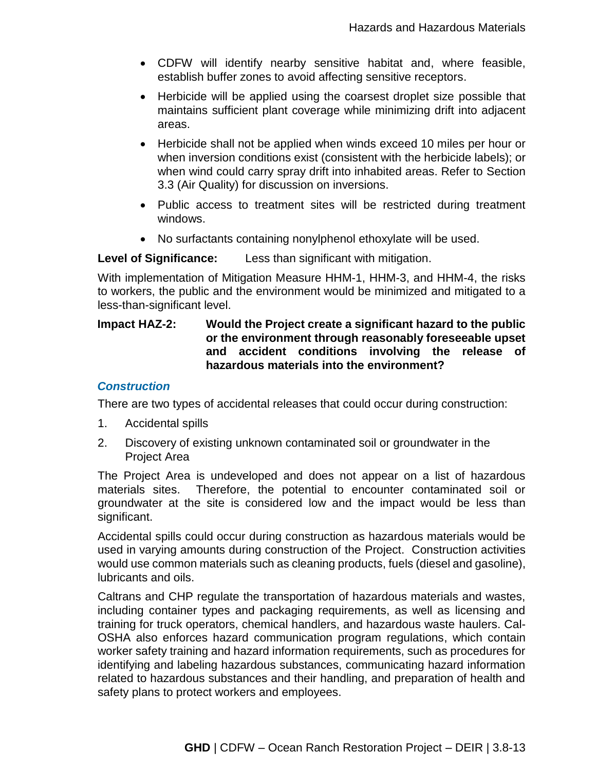- CDFW will identify nearby sensitive habitat and, where feasible, establish buffer zones to avoid affecting sensitive receptors.
- Herbicide will be applied using the coarsest droplet size possible that maintains sufficient plant coverage while minimizing drift into adjacent areas.
- Herbicide shall not be applied when winds exceed 10 miles per hour or when inversion conditions exist (consistent with the herbicide labels); or when wind could carry spray drift into inhabited areas. Refer to Section 3.3 (Air Quality) for discussion on inversions.
- Public access to treatment sites will be restricted during treatment windows.
- No surfactants containing nonylphenol ethoxylate will be used.

**Level of Significance:** Less than significant with mitigation.

With implementation of Mitigation Measure HHM-1, HHM-3, and HHM-4, the risks to workers, the public and the environment would be minimized and mitigated to a less-than-significant level.

**Impact HAZ-2: Would the Project create a significant hazard to the public or the environment through reasonably foreseeable upset and accident conditions involving the release of hazardous materials into the environment?**

### *Construction*

There are two types of accidental releases that could occur during construction:

1. Accidental spills
2. Discovery of existing unknown contaminated soil or groundwater in the Project Area

The Project Area is undeveloped and does not appear on a list of hazardous materials sites. Therefore, the potential to encounter contaminated soil or groundwater at the site is considered low and the impact would be less than significant.

Accidental spills could occur during construction as hazardous materials would be used in varying amounts during construction of the Project. Construction activities would use common materials such as cleaning products, fuels (diesel and gasoline), lubricants and oils.

Caltrans and CHP regulate the transportation of hazardous materials and wastes, including container types and packaging requirements, as well as licensing and training for truck operators, chemical handlers, and hazardous waste haulers. Cal-OSHA also enforces hazard communication program regulations, which contain worker safety training and hazard information requirements, such as procedures for identifying and labeling hazardous substances, communicating hazard information related to hazardous substances and their handling, and preparation of health and safety plans to protect workers and employees.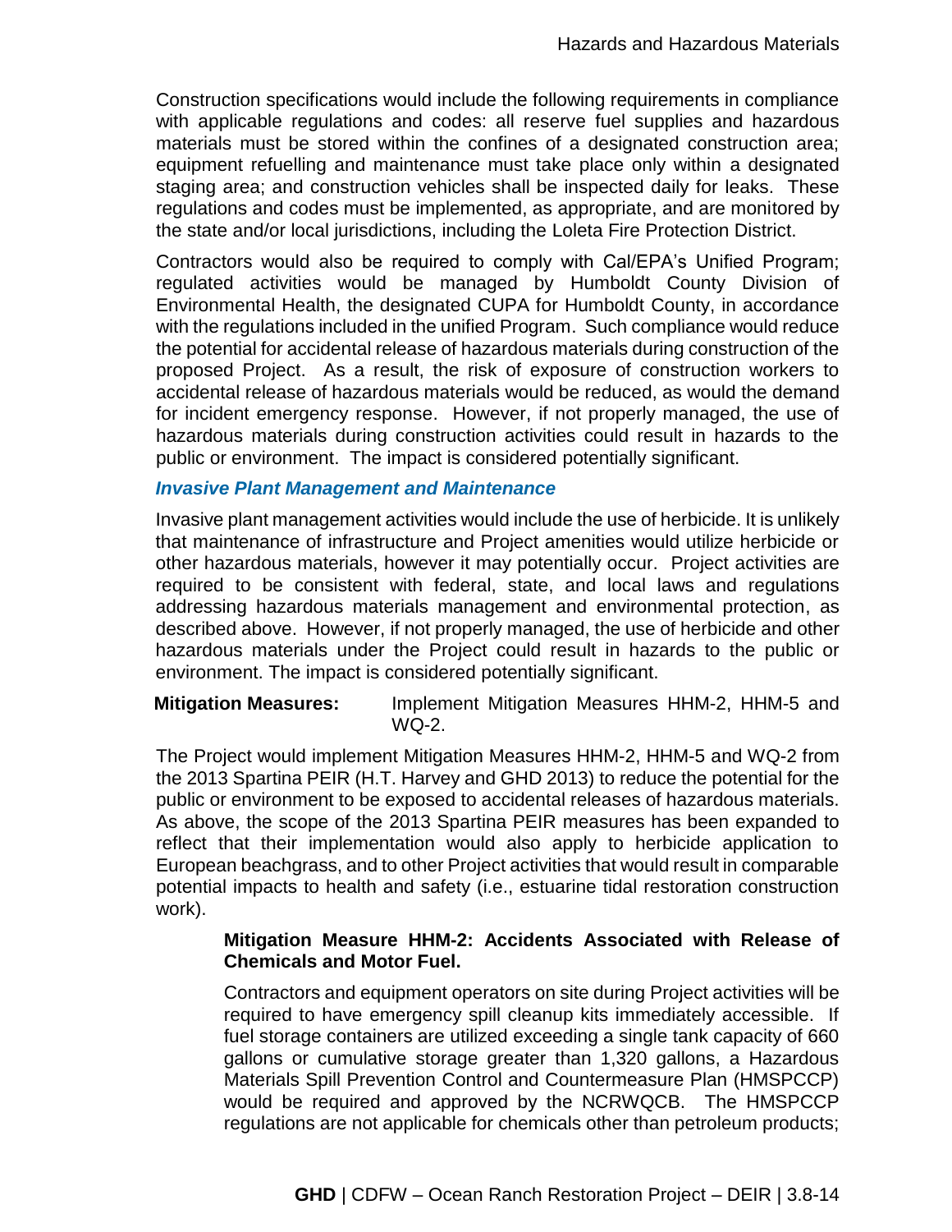Construction specifications would include the following requirements in compliance with applicable regulations and codes: all reserve fuel supplies and hazardous materials must be stored within the confines of a designated construction area; equipment refuelling and maintenance must take place only within a designated staging area; and construction vehicles shall be inspected daily for leaks. These regulations and codes must be implemented, as appropriate, and are monitored by the state and/or local jurisdictions, including the Loleta Fire Protection District.

Contractors would also be required to comply with Cal/EPA's Unified Program; regulated activities would be managed by Humboldt County Division of Environmental Health, the designated CUPA for Humboldt County, in accordance with the regulations included in the unified Program. Such compliance would reduce the potential for accidental release of hazardous materials during construction of the proposed Project. As a result, the risk of exposure of construction workers to accidental release of hazardous materials would be reduced, as would the demand for incident emergency response. However, if not properly managed, the use of hazardous materials during construction activities could result in hazards to the public or environment. The impact is considered potentially significant.

### *Invasive Plant Management and Maintenance*

Invasive plant management activities would include the use of herbicide. It is unlikely that maintenance of infrastructure and Project amenities would utilize herbicide or other hazardous materials, however it may potentially occur. Project activities are required to be consistent with federal, state, and local laws and regulations addressing hazardous materials management and environmental protection, as described above. However, if not properly managed, the use of herbicide and other hazardous materials under the Project could result in hazards to the public or environment. The impact is considered potentially significant.

**Mitigation Measures:** Implement Mitigation Measures HHM-2, HHM-5 and WQ-2.

The Project would implement Mitigation Measures HHM-2, HHM-5 and WQ-2 from the 2013 Spartina PEIR (H.T. Harvey and GHD 2013) to reduce the potential for the public or environment to be exposed to accidental releases of hazardous materials. As above, the scope of the 2013 Spartina PEIR measures has been expanded to reflect that their implementation would also apply to herbicide application to European beachgrass, and to other Project activities that would result in comparable potential impacts to health and safety (i.e., estuarine tidal restoration construction work).

**Mitigation Measure HHM-2: Accidents Associated with Release of Chemicals and Motor Fuel.**

Contractors and equipment operators on site during Project activities will be required to have emergency spill cleanup kits immediately accessible. If fuel storage containers are utilized exceeding a single tank capacity of 660 gallons or cumulative storage greater than 1,320 gallons, a Hazardous Materials Spill Prevention Control and Countermeasure Plan (HMSPCCP) would be required and approved by the NCRWQCB. The HMSPCCP regulations are not applicable for chemicals other than petroleum products;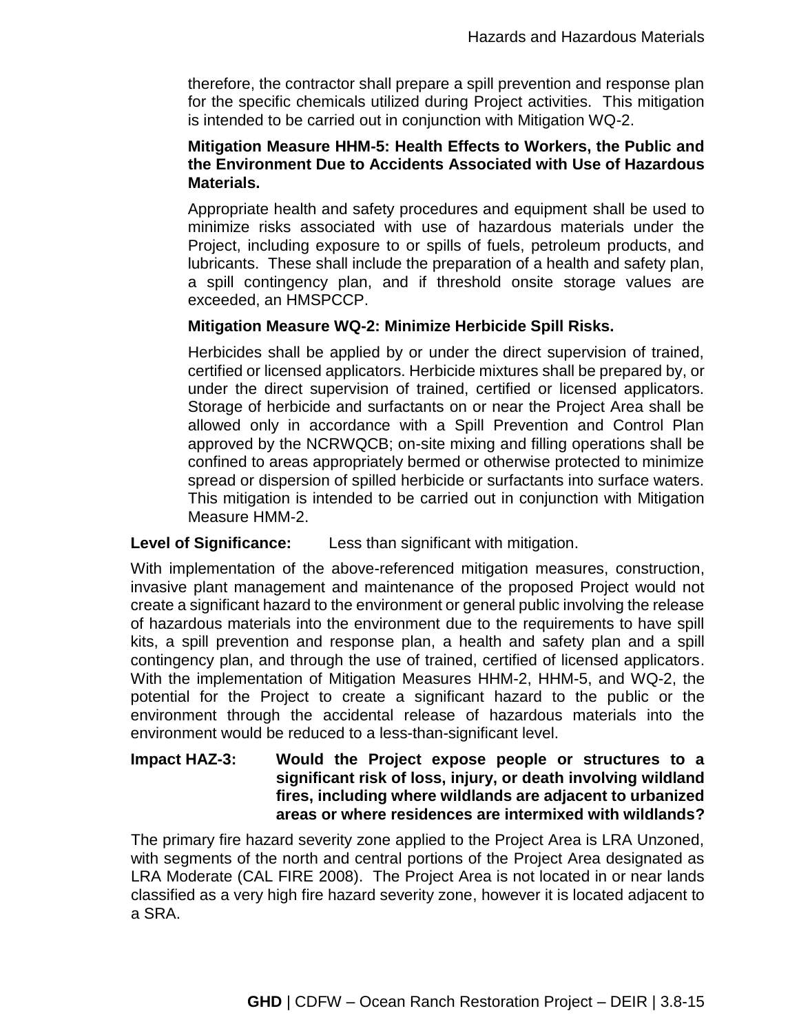therefore, the contractor shall prepare a spill prevention and response plan for the specific chemicals utilized during Project activities. This mitigation is intended to be carried out in conjunction with Mitigation WQ-2.

**Mitigation Measure HHM-5: Health Effects to Workers, the Public and the Environment Due to Accidents Associated with Use of Hazardous Materials.**

Appropriate health and safety procedures and equipment shall be used to minimize risks associated with use of hazardous materials under the Project, including exposure to or spills of fuels, petroleum products, and lubricants. These shall include the preparation of a health and safety plan, a spill contingency plan, and if threshold onsite storage values are exceeded, an HMSPCCP.

**Mitigation Measure WQ-2: Minimize Herbicide Spill Risks.**

Herbicides shall be applied by or under the direct supervision of trained, certified or licensed applicators. Herbicide mixtures shall be prepared by, or under the direct supervision of trained, certified or licensed applicators. Storage of herbicide and surfactants on or near the Project Area shall be allowed only in accordance with a Spill Prevention and Control Plan approved by the NCRWQCB; on-site mixing and filling operations shall be confined to areas appropriately bermed or otherwise protected to minimize spread or dispersion of spilled herbicide or surfactants into surface waters. This mitigation is intended to be carried out in conjunction with Mitigation Measure HMM-2.

**Level of Significance:** Less than significant with mitigation.

With implementation of the above-referenced mitigation measures, construction, invasive plant management and maintenance of the proposed Project would not create a significant hazard to the environment or general public involving the release of hazardous materials into the environment due to the requirements to have spill kits, a spill prevention and response plan, a health and safety plan and a spill contingency plan, and through the use of trained, certified of licensed applicators. With the implementation of Mitigation Measures HHM-2, HHM-5, and WQ-2, the potential for the Project to create a significant hazard to the public or the environment through the accidental release of hazardous materials into the environment would be reduced to a less-than-significant level.

**Impact HAZ-3: Would the Project expose people or structures to a significant risk of loss, injury, or death involving wildland fires, including where wildlands are adjacent to urbanized areas or where residences are intermixed with wildlands?**

The primary fire hazard severity zone applied to the Project Area is LRA Unzoned, with segments of the north and central portions of the Project Area designated as LRA Moderate (CAL FIRE 2008). The Project Area is not located in or near lands classified as a very high fire hazard severity zone, however it is located adjacent to a SRA.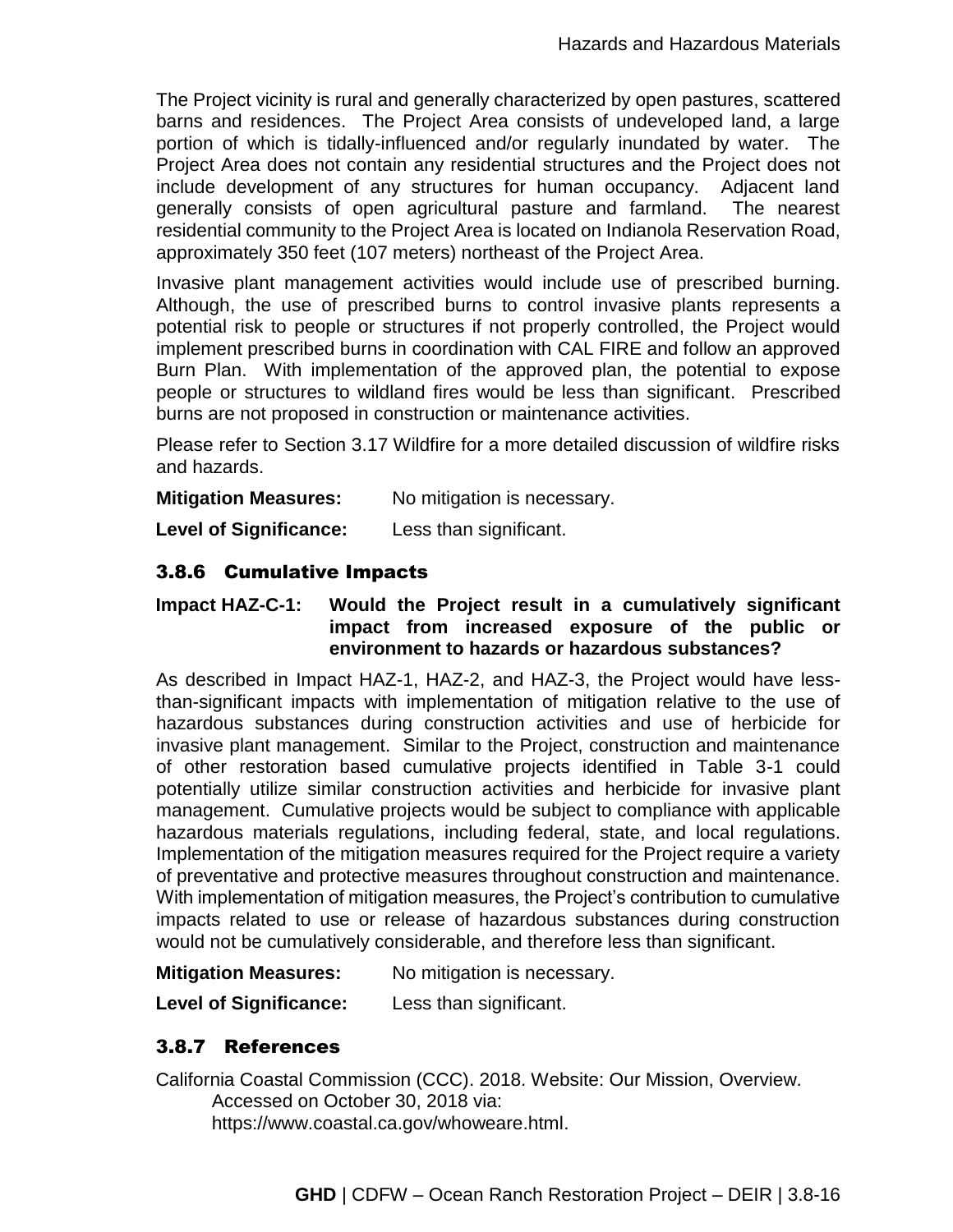The Project vicinity is rural and generally characterized by open pastures, scattered barns and residences. The Project Area consists of undeveloped land, a large portion of which is tidally-influenced and/or regularly inundated by water. The Project Area does not contain any residential structures and the Project does not include development of any structures for human occupancy. Adjacent land generally consists of open agricultural pasture and farmland. The nearest residential community to the Project Area is located on Indianola Reservation Road, approximately 350 feet (107 meters) northeast of the Project Area.

Invasive plant management activities would include use of prescribed burning. Although, the use of prescribed burns to control invasive plants represents a potential risk to people or structures if not properly controlled, the Project would implement prescribed burns in coordination with CAL FIRE and follow an approved Burn Plan. With implementation of the approved plan, the potential to expose people or structures to wildland fires would be less than significant. Prescribed burns are not proposed in construction or maintenance activities.

Please refer to Section 3.17 Wildfire for a more detailed discussion of wildfire risks and hazards.

**Mitigation Measures:** No mitigation is necessary.

**Level of Significance:** Less than significant.

### 3.8.6 Cumulative Impacts

**Impact HAZ-C-1: Would the Project result in a cumulatively significant impact from increased exposure of the public or environment to hazards or hazardous substances?**

As described in Impact HAZ-1, HAZ-2, and HAZ-3, the Project would have less-than-significant impacts with implementation of mitigation relative to the use of hazardous substances during construction activities and use of herbicide for invasive plant management. Similar to the Project, construction and maintenance of other restoration based cumulative projects identified in Table 3-1 could potentially utilize similar construction activities and herbicide for invasive plant management. Cumulative projects would be subject to compliance with applicable hazardous materials regulations, including federal, state, and local regulations. Implementation of the mitigation measures required for the Project require a variety of preventative and protective measures throughout construction and maintenance. With implementation of mitigation measures, the Project's contribution to cumulative impacts related to use or release of hazardous substances during construction would not be cumulatively considerable, and therefore less than significant.

**Mitigation Measures:** No mitigation is necessary.

**Level of Significance:** Less than significant.

### 3.8.7 References

California Coastal Commission (CCC). 2018. Website: Our Mission, Overview. Accessed on October 30, 2018 via: https://www.coastal.ca.gov/whoweare.html.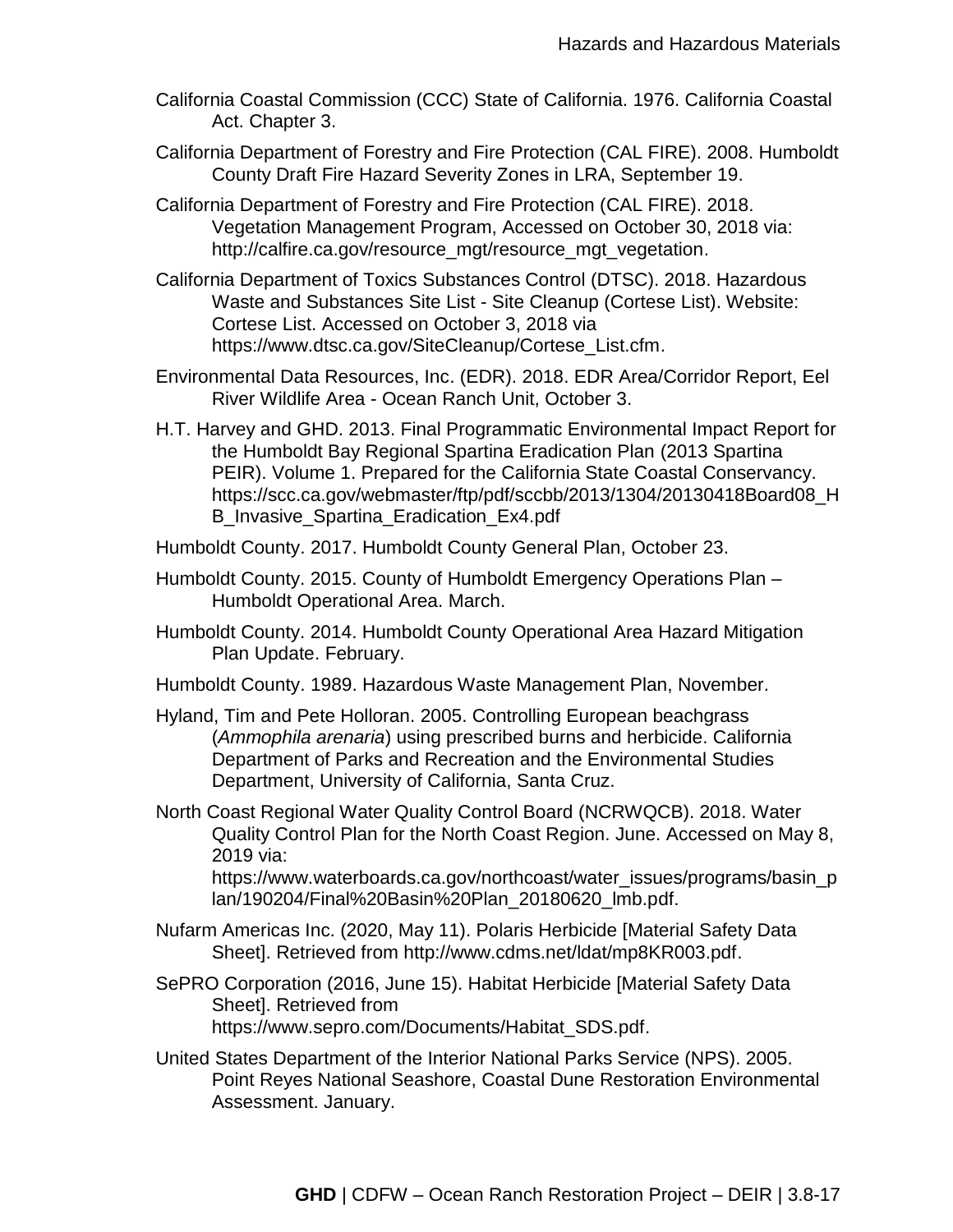California Coastal Commission (CCC) State of California. 1976. California Coastal Act. Chapter 3.

California Department of Forestry and Fire Protection (CAL FIRE). 2008. Humboldt County Draft Fire Hazard Severity Zones in LRA, September 19.

California Department of Forestry and Fire Protection (CAL FIRE). 2018. Vegetation Management Program, Accessed on October 30, 2018 via: http://calfire.ca.gov/resource_mgt/resource_mgt_vegetation.

California Department of Toxics Substances Control (DTSC). 2018. Hazardous Waste and Substances Site List - Site Cleanup (Cortese List). Website: Cortese List. Accessed on October 3, 2018 via https://www.dtsc.ca.gov/SiteCleanup/Cortese_List.cfm.

Environmental Data Resources, Inc. (EDR). 2018. EDR Area/Corridor Report, Eel River Wildlife Area - Ocean Ranch Unit, October 3.

H.T. Harvey and GHD. 2013. Final Programmatic Environmental Impact Report for the Humboldt Bay Regional Spartina Eradication Plan (2013 Spartina PEIR). Volume 1. Prepared for the California State Coastal Conservancy. https://scc.ca.gov/webmaster/ftp/pdf/sccbb/2013/1304/20130418Board08_HB_Invasive_Spartina_Eradication_Ex4.pdf

Humboldt County. 2017. Humboldt County General Plan, October 23.

Humboldt County. 2015. County of Humboldt Emergency Operations Plan – Humboldt Operational Area. March.

Humboldt County. 2014. Humboldt County Operational Area Hazard Mitigation Plan Update. February.

Humboldt County. 1989. Hazardous Waste Management Plan, November.

Hyland, Tim and Pete Holloran. 2005. Controlling European beachgrass (*Ammophila arenaria*) using prescribed burns and herbicide. California Department of Parks and Recreation and the Environmental Studies Department, University of California, Santa Cruz.

North Coast Regional Water Quality Control Board (NCRWQCB). 2018. Water Quality Control Plan for the North Coast Region. June. Accessed on May 8, 2019 via: https://www.waterboards.ca.gov/northcoast/water_issues/programs/basin_plan/190204/Final%20Basin%20Plan_20180620_lmb.pdf.

Nufarm Americas Inc. (2020, May 11). Polaris Herbicide [Material Safety Data Sheet]. Retrieved from http://www.cdms.net/ldat/mp8KR003.pdf.

SePRO Corporation (2016, June 15). Habitat Herbicide [Material Safety Data Sheet]. Retrieved from https://www.sepro.com/Documents/Habitat_SDS.pdf.

United States Department of the Interior National Parks Service (NPS). 2005. Point Reyes National Seashore, Coastal Dune Restoration Environmental Assessment. January.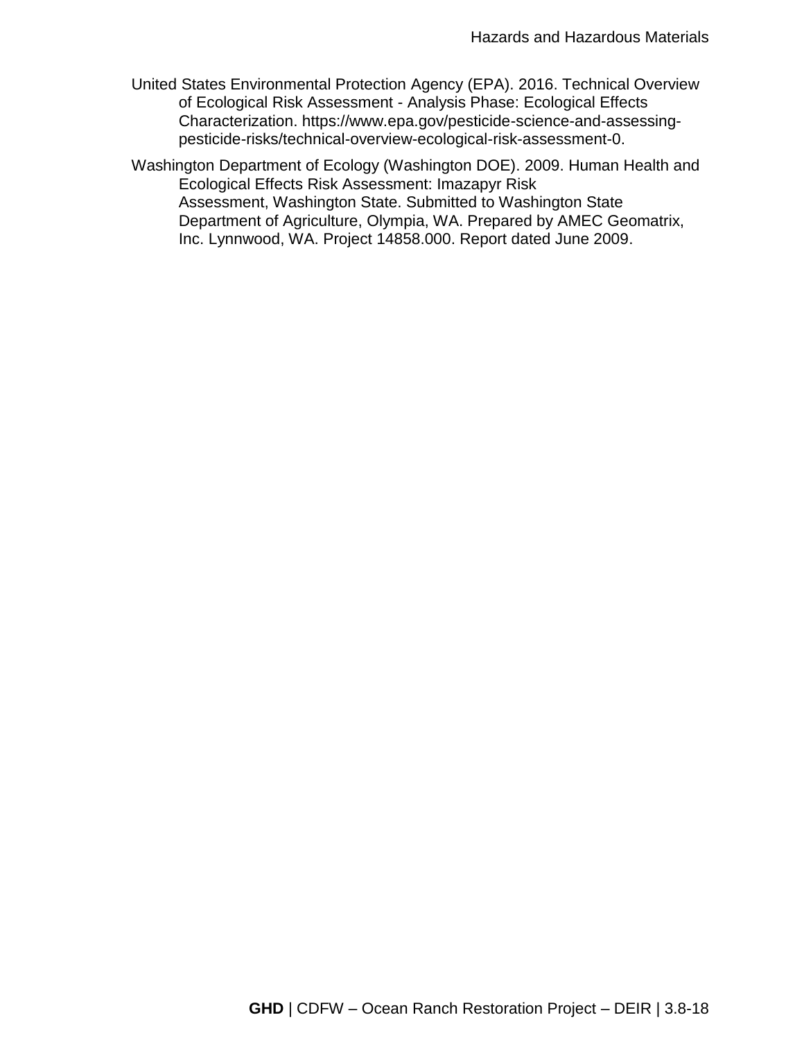United States Environmental Protection Agency (EPA). 2016. Technical Overview of Ecological Risk Assessment - Analysis Phase: Ecological Effects Characterization. https://www.epa.gov/pesticide-science-and-assessing-pesticide-risks/technical-overview-ecological-risk-assessment-0.

Washington Department of Ecology (Washington DOE). 2009. Human Health and Ecological Effects Risk Assessment: Imazapyr Risk Assessment, Washington State. Submitted to Washington State Department of Agriculture, Olympia, WA. Prepared by AMEC Geomatrix, Inc. Lynnwood, WA. Project 14858.000. Report dated June 2009.